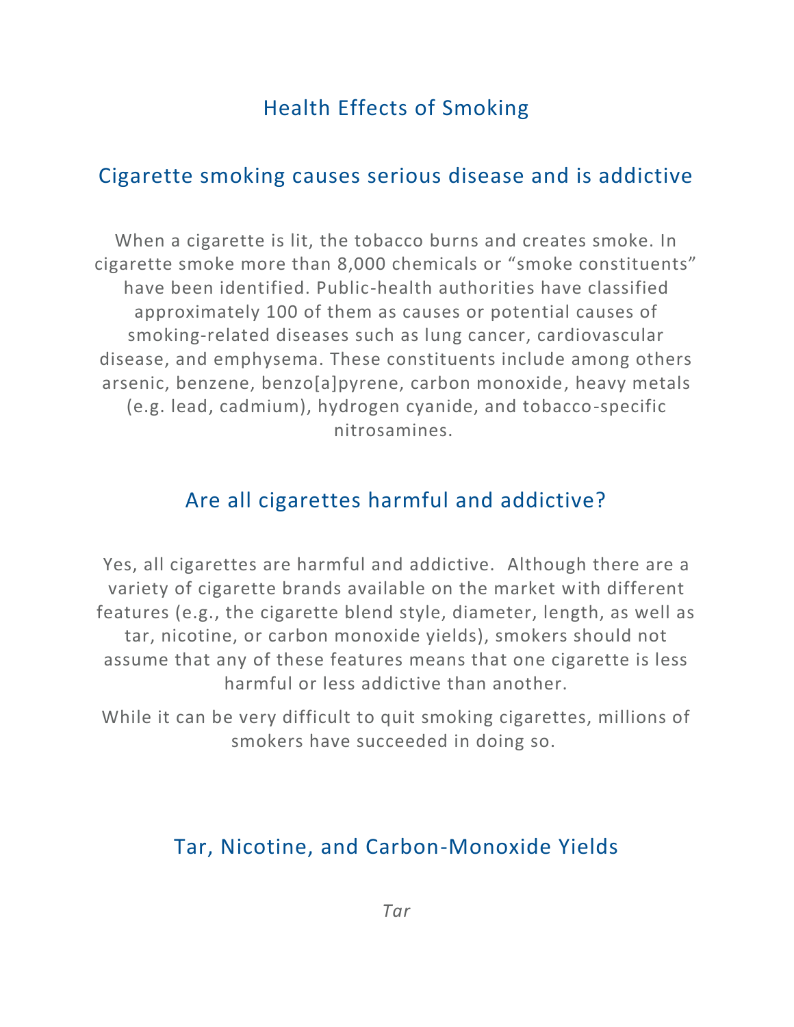# Health Effects of Smoking

## Cigarette smoking causes serious disease and is addictive

When a cigarette is lit, the tobacco burns and creates smoke. In cigarette smoke more than 8,000 chemicals or "smoke constituents" have been identified. Public-health authorities have classified approximately 100 of them as causes or potential causes of smoking-related diseases such as lung cancer, cardiovascular disease, and emphysema. These constituents include among others arsenic, benzene, benzo[a]pyrene, carbon monoxide, heavy metals (e.g. lead, cadmium), hydrogen cyanide, and tobacco-specific nitrosamines.

## Are all cigarettes harmful and addictive?

Yes, all cigarettes are harmful and addictive. Although there are a variety of cigarette brands available on the market with different features (e.g., the cigarette blend style, diameter, length, as well as tar, nicotine, or carbon monoxide yields), smokers should not assume that any of these features means that one cigarette is less harmful or less addictive than another.

While it can be very difficult to quit smoking cigarettes, millions of smokers have succeeded in doing so.

## Tar, Nicotine, and Carbon-Monoxide Yields

*Tar*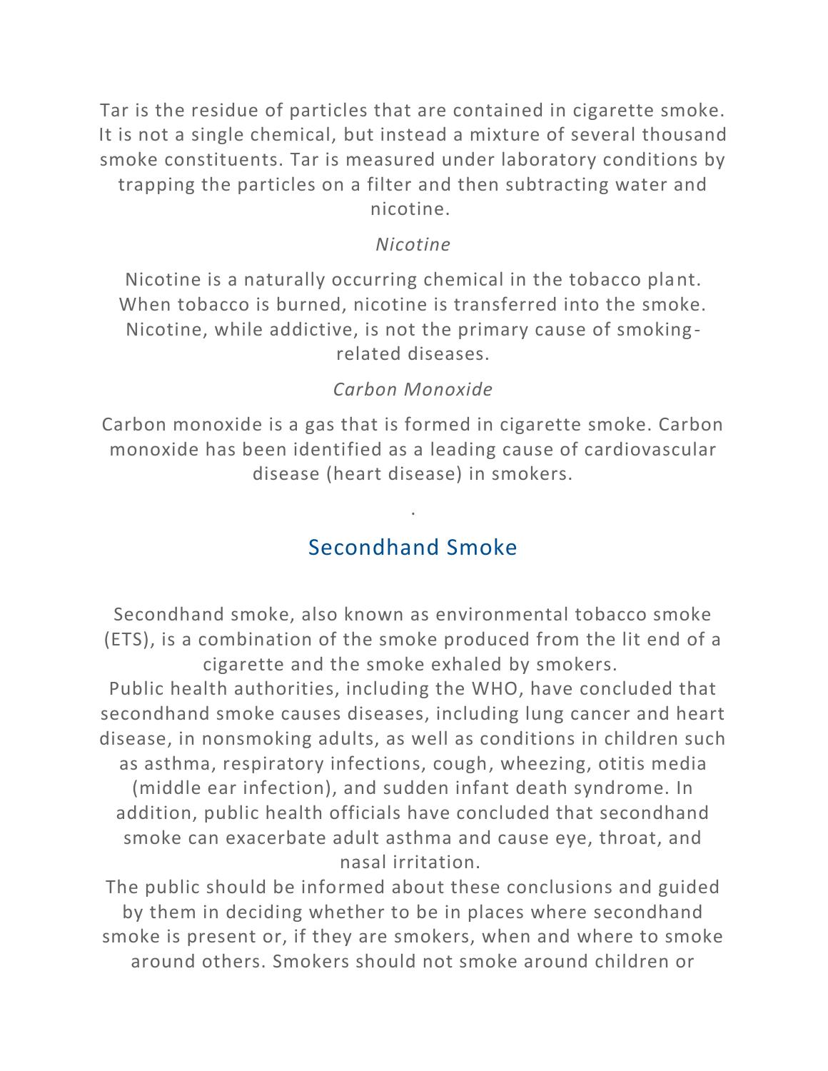Tar is the residue of particles that are contained in cigarette smoke. It is not a single chemical, but instead a mixture of several thousand smoke constituents. Tar is measured under laboratory conditions by trapping the particles on a filter and then subtracting water and nicotine.

*Nicotine*

Nicotine is a naturally occurring chemical in the tobacco plant. When tobacco is burned, nicotine is transferred into the smoke. Nicotine, while addictive, is not the primary cause of smoking-related diseases.

*Carbon Monoxide*

Carbon monoxide is a gas that is formed in cigarette smoke. Carbon monoxide has been identified as a leading cause of cardiovascular disease (heart disease) in smokers.

.

## Secondhand Smoke

Secondhand smoke, also known as environmental tobacco smoke (ETS), is a combination of the smoke produced from the lit end of a cigarette and the smoke exhaled by smokers.

Public health authorities, including the WHO, have concluded that secondhand smoke causes diseases, including lung cancer and heart disease, in nonsmoking adults, as well as conditions in children such as asthma, respiratory infections, cough, wheezing, otitis media (middle ear infection), and sudden infant death syndrome. In addition, public health officials have concluded that secondhand smoke can exacerbate adult asthma and cause eye, throat, and nasal irritation.

The public should be informed about these conclusions and guided by them in deciding whether to be in places where secondhand smoke is present or, if they are smokers, when and where to smoke around others. Smokers should not smoke around children or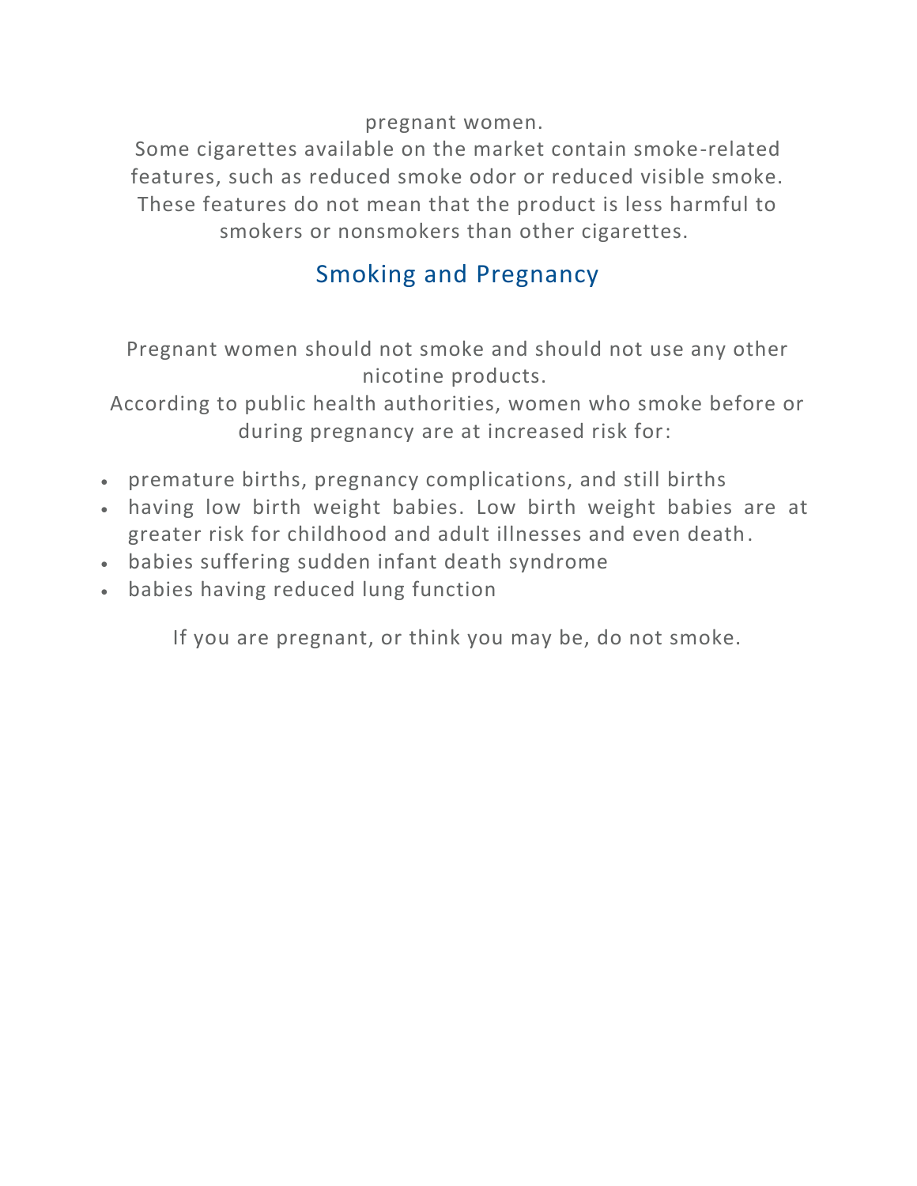pregnant women.

Some cigarettes available on the market contain smoke-related features, such as reduced smoke odor or reduced visible smoke. These features do not mean that the product is less harmful to smokers or nonsmokers than other cigarettes.

## Smoking and Pregnancy

Pregnant women should not smoke and should not use any other nicotine products.

According to public health authorities, women who smoke before or during pregnancy are at increased risk for:

- premature births, pregnancy complications, and still births
- having low birth weight babies. Low birth weight babies are at greater risk for childhood and adult illnesses and even death.
- babies suffering sudden infant death syndrome
- babies having reduced lung function

If you are pregnant, or think you may be, do not smoke.